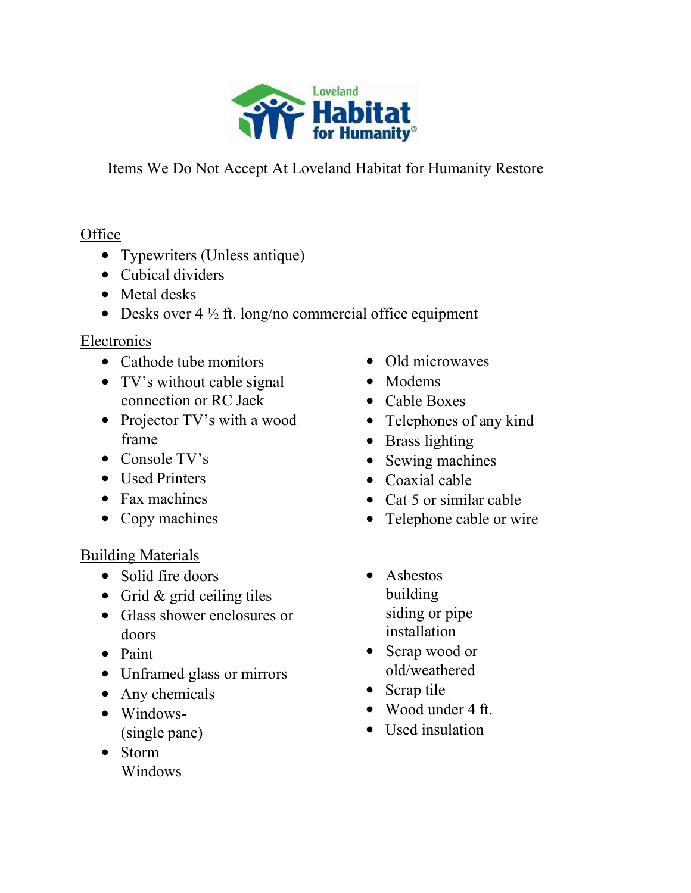Loveland
Habitat
for Humanity®

# Items We Do Not Accept At Loveland Habitat for Humanity Restore

## Office

- Typewriters (Unless antique)
- Cubical dividers
- Metal desks
- Desks over 4 ½ ft. long/no commercial office equipment

## Electronics

- Cathode tube monitors
- TV's without cable signal connection or RC Jack
- Projector TV's with a wood frame
- Console TV's
- Used Printers
- Fax machines
- Copy machines
- Old microwaves
- Modems
- Cable Boxes
- Telephones of any kind
- Brass lighting
- Sewing machines
- Coaxial cable
- Cat 5 or similar cable
- Telephone cable or wire

## Building Materials

- Solid fire doors
- Grid & grid ceiling tiles
- Glass shower enclosures or doors
- Paint
- Unframed glass or mirrors
- Any chemicals
- Windows- (single pane)
- Storm Windows
- Asbestos building siding or pipe installation
- Scrap wood or old/weathered
- Scrap tile
- Wood under 4 ft.
- Used insulation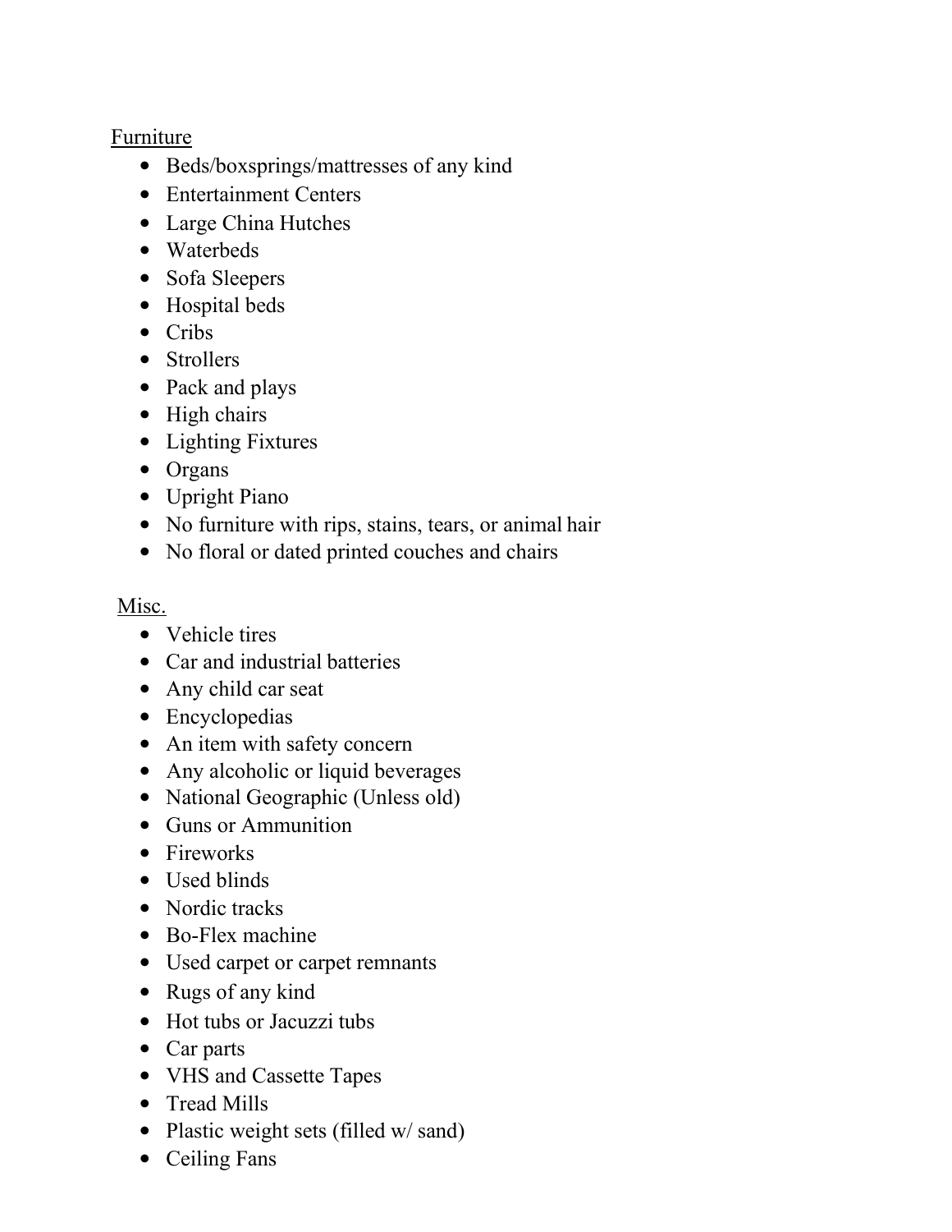Furniture

- Beds/boxsprings/mattresses of any kind
- Entertainment Centers
- Large China Hutches
- Waterbeds
- Sofa Sleepers
- Hospital beds
- Cribs
- Strollers
- Pack and plays
- High chairs
- Lighting Fixtures
- Organs
- Upright Piano
- No furniture with rips, stains, tears, or animal hair
- No floral or dated printed couches and chairs

Misc.

- Vehicle tires
- Car and industrial batteries
- Any child car seat
- Encyclopedias
- An item with safety concern
- Any alcoholic or liquid beverages
- National Geographic (Unless old)
- Guns or Ammunition
- Fireworks
- Used blinds
- Nordic tracks
- Bo-Flex machine
- Used carpet or carpet remnants
- Rugs of any kind
- Hot tubs or Jacuzzi tubs
- Car parts
- VHS and Cassette Tapes
- Tread Mills
- Plastic weight sets (filled w/ sand)
- Ceiling Fans